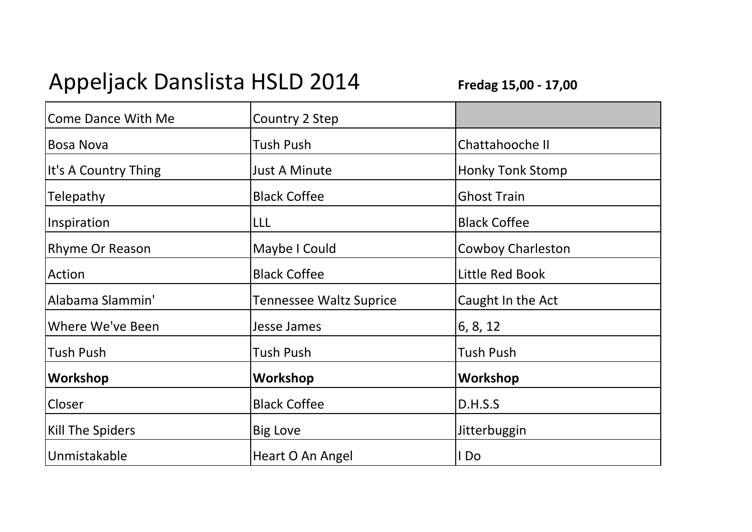# Appeljack Danslista HSLD 2014

**Fredag 15,00 - 17,00**

| | | |
|---|---|---|
| Come Dance With Me | Country 2 Step | |
| Bosa Nova | Tush Push | Chattahooche II |
| It's A Country Thing | Just A Minute | Honky Tonk Stomp |
| Telepathy | Black Coffee | Ghost Train |
| Inspiration | LLL | Black Coffee |
| Rhyme Or Reason | Maybe I Could | Cowboy Charleston |
| Action | Black Coffee | Little Red Book |
| Alabama Slammin' | Tennessee Waltz Suprice | Caught In the Act |
| Where We've Been | Jesse James | 6, 8, 12 |
| Tush Push | Tush Push | Tush Push |
| **Workshop** | **Workshop** | **Workshop** |
| Closer | Black Coffee | D.H.S.S |
| Kill The Spiders | Big Love | Jitterbuggin |
| Unmistakable | Heart O An Angel | I Do |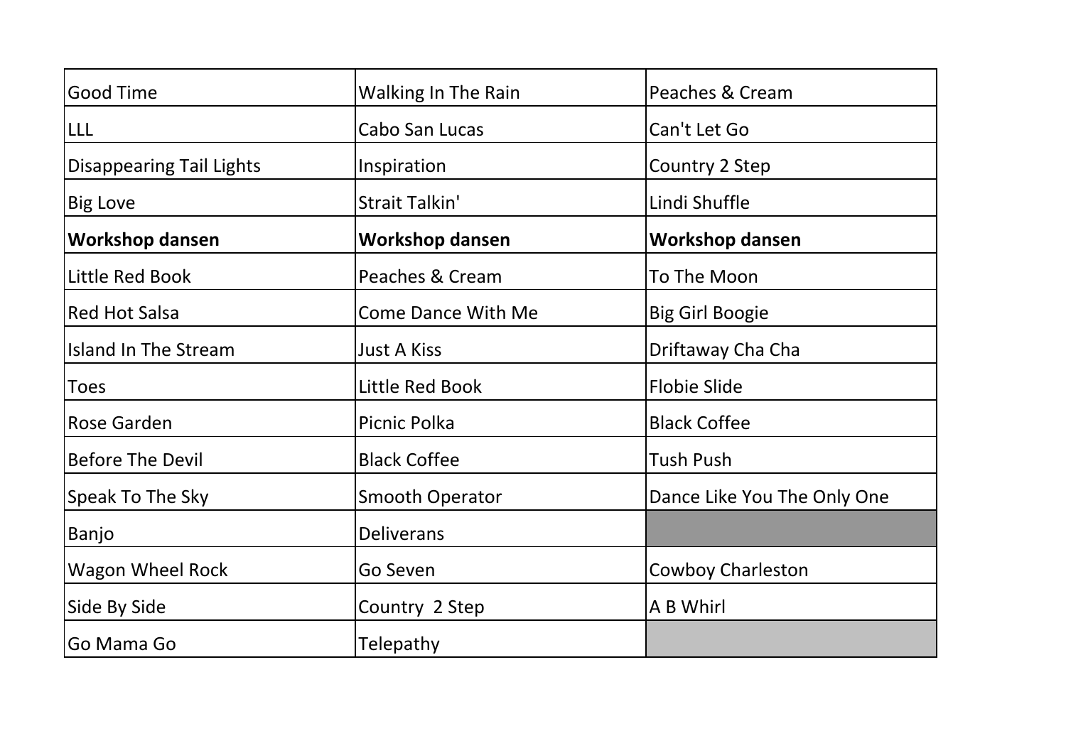| Good Time | Walking In The Rain | Peaches & Cream |
|---|---|---|
| LLL | Cabo San Lucas | Can't Let Go |
| Disappearing Tail Lights | Inspiration | Country 2 Step |
| Big Love | Strait Talkin' | Lindi Shuffle |
| **Workshop dansen** | **Workshop dansen** | **Workshop dansen** |
| Little Red Book | Peaches & Cream | To The Moon |
| Red Hot Salsa | Come Dance With Me | Big Girl Boogie |
| Island In The Stream | Just A Kiss | Driftaway Cha Cha |
| Toes | Little Red Book | Flobie Slide |
| Rose Garden | Picnic Polka | Black Coffee |
| Before The Devil | Black Coffee | Tush Push |
| Speak To The Sky | Smooth Operator | Dance Like You The Only One |
| Banjo | Deliverans | |
| Wagon Wheel Rock | Go Seven | Cowboy Charleston |
| Side By Side | Country 2 Step | A B Whirl |
| Go Mama Go | Telepathy | |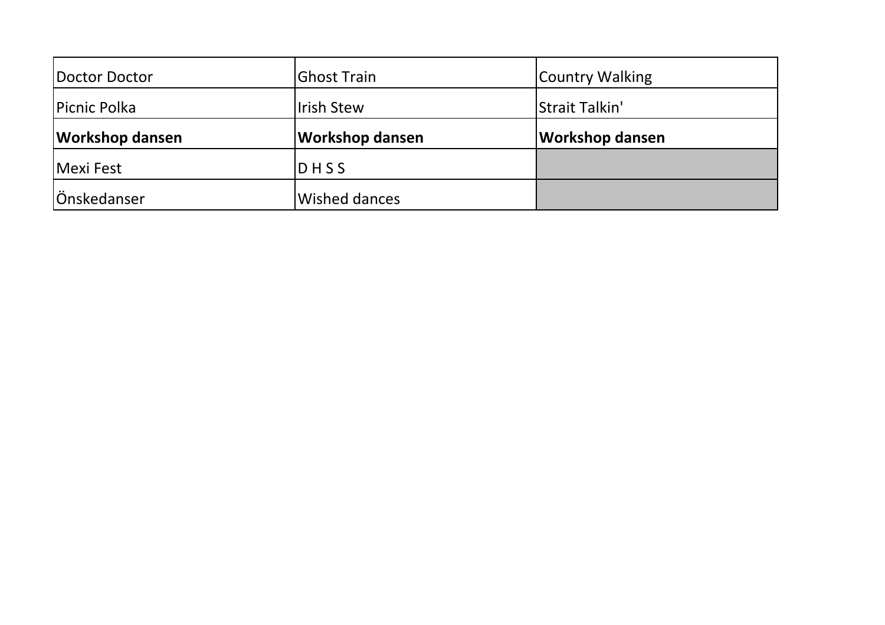| | | |
|---|---|---|
| Doctor Doctor | Ghost Train | Country Walking |
| Picnic Polka | Irish Stew | Strait Talkin' |
| **Workshop dansen** | **Workshop dansen** | **Workshop dansen** |
| Mexi Fest | D H S S | |
| Önskedanser | Wished dances | |